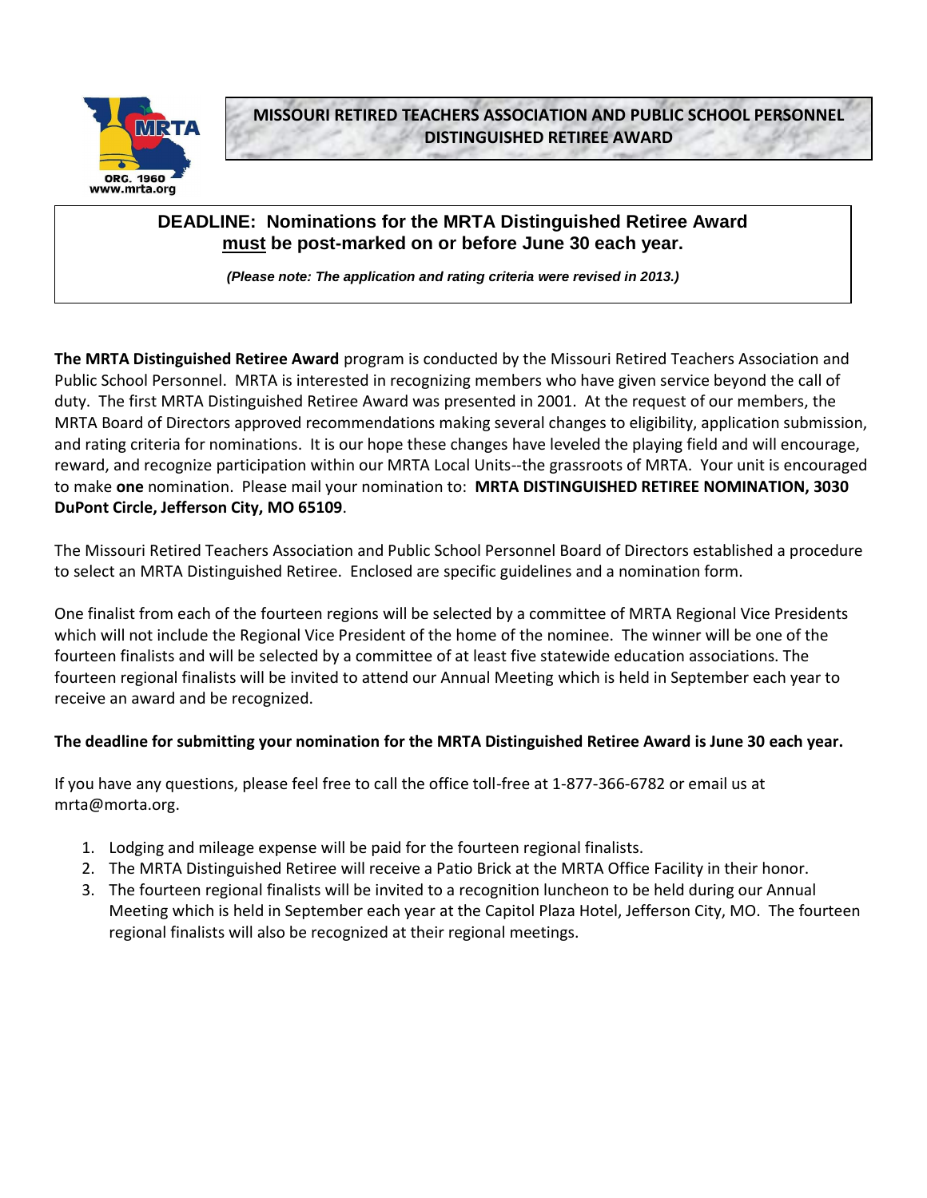# MISSOURI RETIRED TEACHERS ASSOCIATION AND PUBLIC SCHOOL PERSONNEL DISTINGUISHED RETIREE AWARD

**DEADLINE: Nominations for the MRTA Distinguished Retiree Award must be post-marked on or before June 30 each year.**

***(Please note: The application and rating criteria were revised in 2013.)***

**The MRTA Distinguished Retiree Award** program is conducted by the Missouri Retired Teachers Association and Public School Personnel. MRTA is interested in recognizing members who have given service beyond the call of duty. The first MRTA Distinguished Retiree Award was presented in 2001. At the request of our members, the MRTA Board of Directors approved recommendations making several changes to eligibility, application submission, and rating criteria for nominations. It is our hope these changes have leveled the playing field and will encourage, reward, and recognize participation within our MRTA Local Units--the grassroots of MRTA. Your unit is encouraged to make **one** nomination. Please mail your nomination to: **MRTA DISTINGUISHED RETIREE NOMINATION, 3030 DuPont Circle, Jefferson City, MO 65109**.

The Missouri Retired Teachers Association and Public School Personnel Board of Directors established a procedure to select an MRTA Distinguished Retiree. Enclosed are specific guidelines and a nomination form.

One finalist from each of the fourteen regions will be selected by a committee of MRTA Regional Vice Presidents which will not include the Regional Vice President of the home of the nominee. The winner will be one of the fourteen finalists and will be selected by a committee of at least five statewide education associations. The fourteen regional finalists will be invited to attend our Annual Meeting which is held in September each year to receive an award and be recognized.

**The deadline for submitting your nomination for the MRTA Distinguished Retiree Award is June 30 each year.**

If you have any questions, please feel free to call the office toll-free at 1-877-366-6782 or email us at mrta@morta.org.

1. Lodging and mileage expense will be paid for the fourteen regional finalists.
2. The MRTA Distinguished Retiree will receive a Patio Brick at the MRTA Office Facility in their honor.
3. The fourteen regional finalists will be invited to a recognition luncheon to be held during our Annual Meeting which is held in September each year at the Capitol Plaza Hotel, Jefferson City, MO. The fourteen regional finalists will also be recognized at their regional meetings.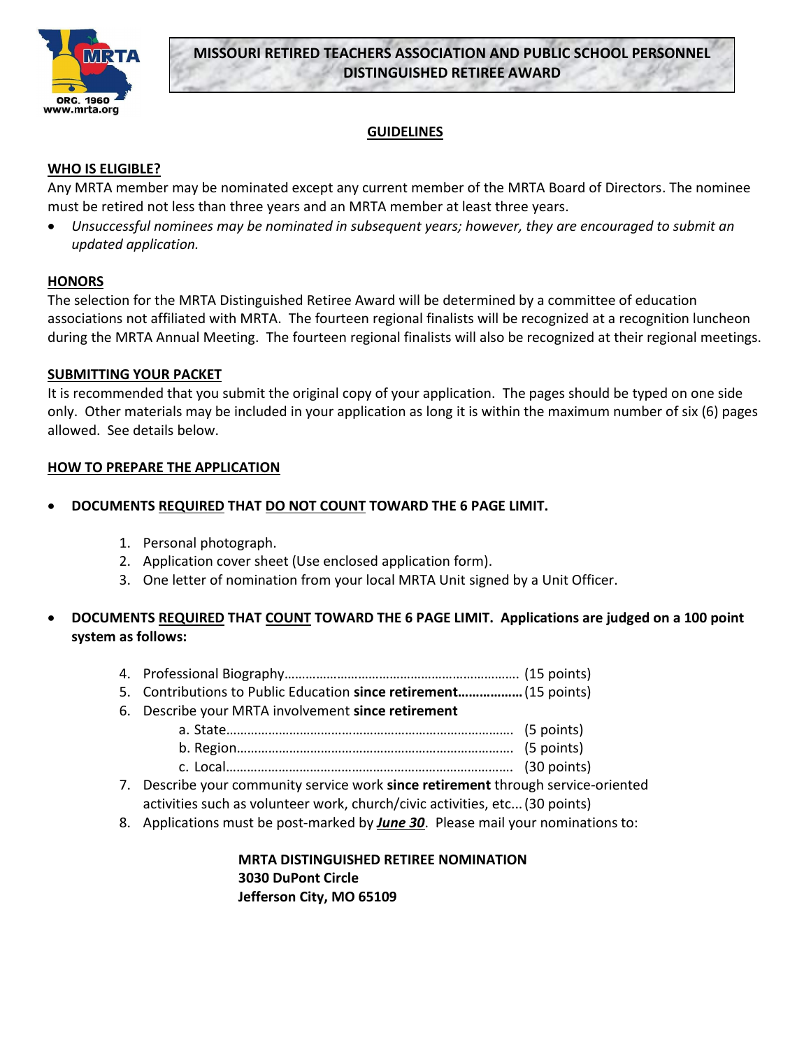# MISSOURI RETIRED TEACHERS ASSOCIATION AND PUBLIC SCHOOL PERSONNEL DISTINGUISHED RETIREE AWARD

## GUIDELINES

### WHO IS ELIGIBLE?

Any MRTA member may be nominated except any current member of the MRTA Board of Directors. The nominee must be retired not less than three years and an MRTA member at least three years.

- *Unsuccessful nominees may be nominated in subsequent years; however, they are encouraged to submit an updated application.*

### HONORS

The selection for the MRTA Distinguished Retiree Award will be determined by a committee of education associations not affiliated with MRTA. The fourteen regional finalists will be recognized at a recognition luncheon during the MRTA Annual Meeting. The fourteen regional finalists will also be recognized at their regional meetings.

### SUBMITTING YOUR PACKET

It is recommended that you submit the original copy of your application. The pages should be typed on one side only. Other materials may be included in your application as long it is within the maximum number of six (6) pages allowed. See details below.

### HOW TO PREPARE THE APPLICATION

- **DOCUMENTS REQUIRED THAT DO NOT COUNT TOWARD THE 6 PAGE LIMIT.**

  1. Personal photograph.
  2. Application cover sheet (Use enclosed application form).
  3. One letter of nomination from your local MRTA Unit signed by a Unit Officer.

- **DOCUMENTS REQUIRED THAT COUNT TOWARD THE 6 PAGE LIMIT. Applications are judged on a 100 point system as follows:**

  4. Professional Biography………………………………………………………… (15 points)
  5. Contributions to Public Education **since retirement………………** (15 points)
  6. Describe your MRTA involvement **since retirement**
     - a. State……………………………………………………………………… (5 points)
     - b. Region…………………………………………………………………… (5 points)
     - c. Local……………………………………………………………………… (30 points)
  7. Describe your community service work **since retirement** through service-oriented activities such as volunteer work, church/civic activities, etc... (30 points)
  8. Applications must be post-marked by ***June 30***. Please mail your nominations to:

**MRTA DISTINGUISHED RETIREE NOMINATION**
**3030 DuPont Circle**
**Jefferson City, MO 65109**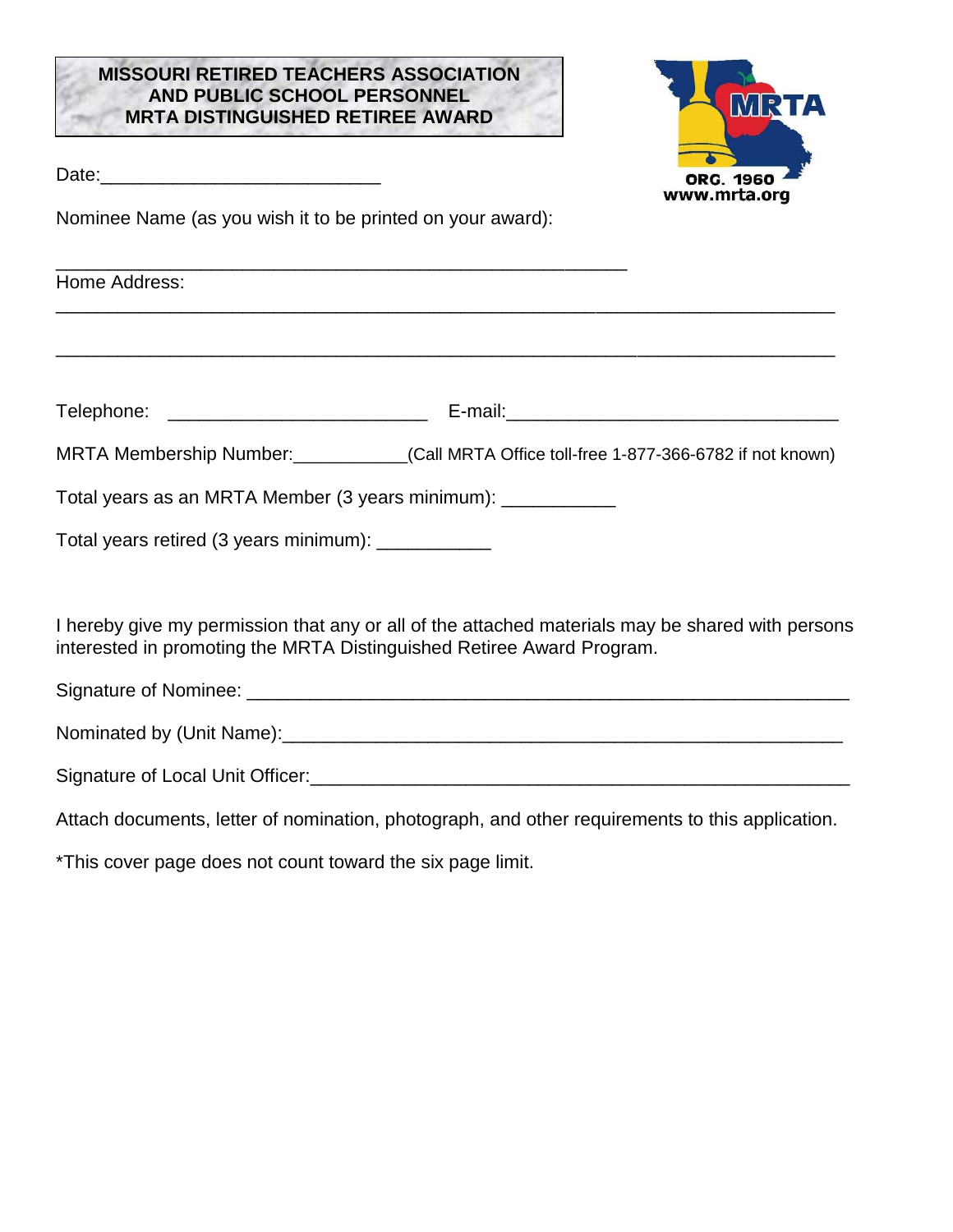**MISSOURI RETIRED TEACHERS ASSOCIATION AND PUBLIC SCHOOL PERSONNEL MRTA DISTINGUISHED RETIREE AWARD**

MRTA
ORG. 1960
www.mrta.org

Date:___________________________

Nominee Name (as you wish it to be printed on your award):

_______________________________________________________

Home Address:

___________________________________________________________________________

___________________________________________________________________________

Telephone: _________________________ E-mail:________________________________

MRTA Membership Number:___________(Call MRTA Office toll-free 1-877-366-6782 if not known)

Total years as an MRTA Member (3 years minimum): ___________

Total years retired (3 years minimum): ___________

I hereby give my permission that any or all of the attached materials may be shared with persons interested in promoting the MRTA Distinguished Retiree Award Program.

Signature of Nominee: __________________________________________________________

Nominated by (Unit Name):______________________________________________________

Signature of Local Unit Officer:___________________________________________________

Attach documents, letter of nomination, photograph, and other requirements to this application.

*This cover page does not count toward the six page limit.